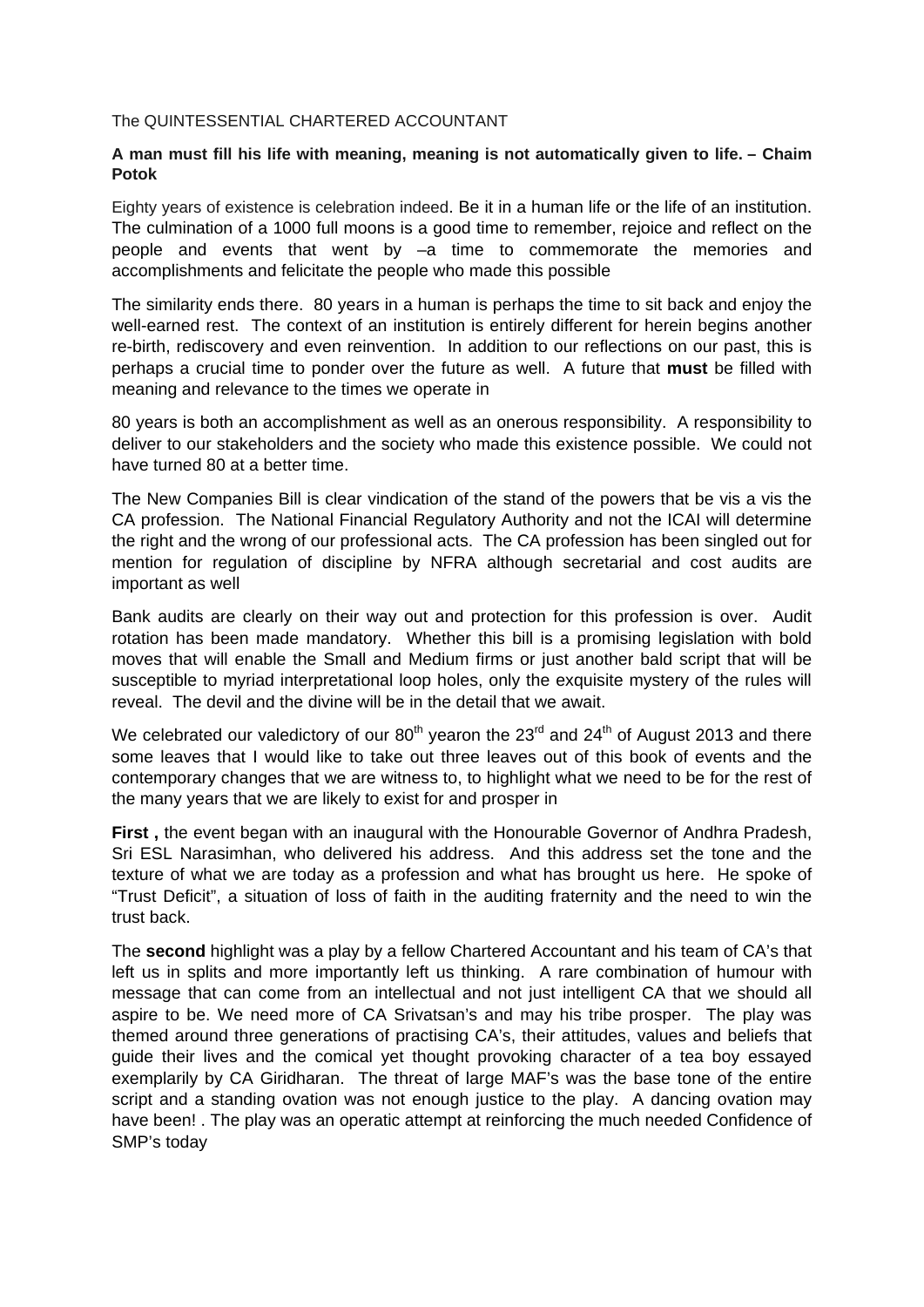The QUINTESSENTIAL CHARTERED ACCOUNTANT

**A man must fill his life with meaning, meaning is not automatically given to life. – Chaim Potok**

Eighty years of existence is celebration indeed. Be it in a human life or the life of an institution. The culmination of a 1000 full moons is a good time to remember, rejoice and reflect on the people and events that went by –a time to commemorate the memories and accomplishments and felicitate the people who made this possible

The similarity ends there. 80 years in a human is perhaps the time to sit back and enjoy the well-earned rest. The context of an institution is entirely different for herein begins another re-birth, rediscovery and even reinvention. In addition to our reflections on our past, this is perhaps a crucial time to ponder over the future as well. A future that **must** be filled with meaning and relevance to the times we operate in

80 years is both an accomplishment as well as an onerous responsibility. A responsibility to deliver to our stakeholders and the society who made this existence possible. We could not have turned 80 at a better time.

The New Companies Bill is clear vindication of the stand of the powers that be vis a vis the CA profession. The National Financial Regulatory Authority and not the ICAI will determine the right and the wrong of our professional acts. The CA profession has been singled out for mention for regulation of discipline by NFRA although secretarial and cost audits are important as well

Bank audits are clearly on their way out and protection for this profession is over. Audit rotation has been made mandatory. Whether this bill is a promising legislation with bold moves that will enable the Small and Medium firms or just another bald script that will be susceptible to myriad interpretational loop holes, only the exquisite mystery of the rules will reveal. The devil and the divine will be in the detail that we await.

We celebrated our valedictory of our 80th yearon the 23rd and 24th of August 2013 and there some leaves that I would like to take out three leaves out of this book of events and the contemporary changes that we are witness to, to highlight what we need to be for the rest of the many years that we are likely to exist for and prosper in

**First ,** the event began with an inaugural with the Honourable Governor of Andhra Pradesh, Sri ESL Narasimhan, who delivered his address. And this address set the tone and the texture of what we are today as a profession and what has brought us here. He spoke of "Trust Deficit", a situation of loss of faith in the auditing fraternity and the need to win the trust back.

The **second** highlight was a play by a fellow Chartered Accountant and his team of CA's that left us in splits and more importantly left us thinking. A rare combination of humour with message that can come from an intellectual and not just intelligent CA that we should all aspire to be. We need more of CA Srivatsan's and may his tribe prosper. The play was themed around three generations of practising CA's, their attitudes, values and beliefs that guide their lives and the comical yet thought provoking character of a tea boy essayed exemplarily by CA Giridharan. The threat of large MAF's was the base tone of the entire script and a standing ovation was not enough justice to the play. A dancing ovation may have been! . The play was an operatic attempt at reinforcing the much needed Confidence of SMP's today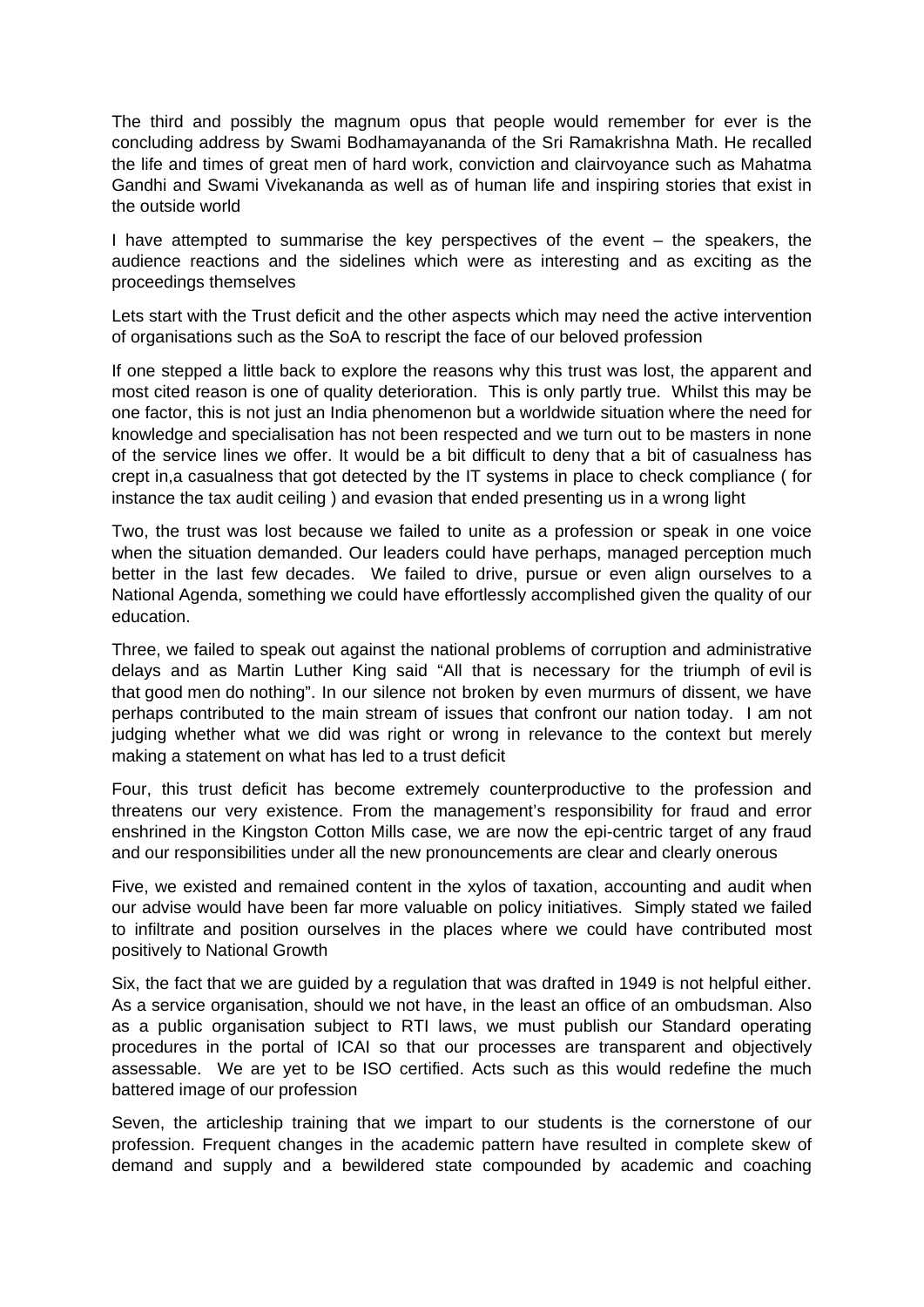The third and possibly the magnum opus that people would remember for ever is the concluding address by Swami Bodhamayananda of the Sri Ramakrishna Math. He recalled the life and times of great men of hard work, conviction and clairvoyance such as Mahatma Gandhi and Swami Vivekananda as well as of human life and inspiring stories that exist in the outside world

I have attempted to summarise the key perspectives of the event – the speakers, the audience reactions and the sidelines which were as interesting and as exciting as the proceedings themselves

Lets start with the Trust deficit and the other aspects which may need the active intervention of organisations such as the SoA to rescript the face of our beloved profession

If one stepped a little back to explore the reasons why this trust was lost, the apparent and most cited reason is one of quality deterioration. This is only partly true. Whilst this may be one factor, this is not just an India phenomenon but a worldwide situation where the need for knowledge and specialisation has not been respected and we turn out to be masters in none of the service lines we offer. It would be a bit difficult to deny that a bit of casualness has crept in,a casualness that got detected by the IT systems in place to check compliance ( for instance the tax audit ceiling ) and evasion that ended presenting us in a wrong light

Two, the trust was lost because we failed to unite as a profession or speak in one voice when the situation demanded. Our leaders could have perhaps, managed perception much better in the last few decades. We failed to drive, pursue or even align ourselves to a National Agenda, something we could have effortlessly accomplished given the quality of our education.

Three, we failed to speak out against the national problems of corruption and administrative delays and as Martin Luther King said "All that is necessary for the triumph of evil is that good men do nothing". In our silence not broken by even murmurs of dissent, we have perhaps contributed to the main stream of issues that confront our nation today. I am not judging whether what we did was right or wrong in relevance to the context but merely making a statement on what has led to a trust deficit

Four, this trust deficit has become extremely counterproductive to the profession and threatens our very existence. From the management's responsibility for fraud and error enshrined in the Kingston Cotton Mills case, we are now the epi-centric target of any fraud and our responsibilities under all the new pronouncements are clear and clearly onerous

Five, we existed and remained content in the xylos of taxation, accounting and audit when our advise would have been far more valuable on policy initiatives. Simply stated we failed to infiltrate and position ourselves in the places where we could have contributed most positively to National Growth

Six, the fact that we are guided by a regulation that was drafted in 1949 is not helpful either. As a service organisation, should we not have, in the least an office of an ombudsman. Also as a public organisation subject to RTI laws, we must publish our Standard operating procedures in the portal of ICAI so that our processes are transparent and objectively assessable. We are yet to be ISO certified. Acts such as this would redefine the much battered image of our profession

Seven, the articleship training that we impart to our students is the cornerstone of our profession. Frequent changes in the academic pattern have resulted in complete skew of demand and supply and a bewildered state compounded by academic and coaching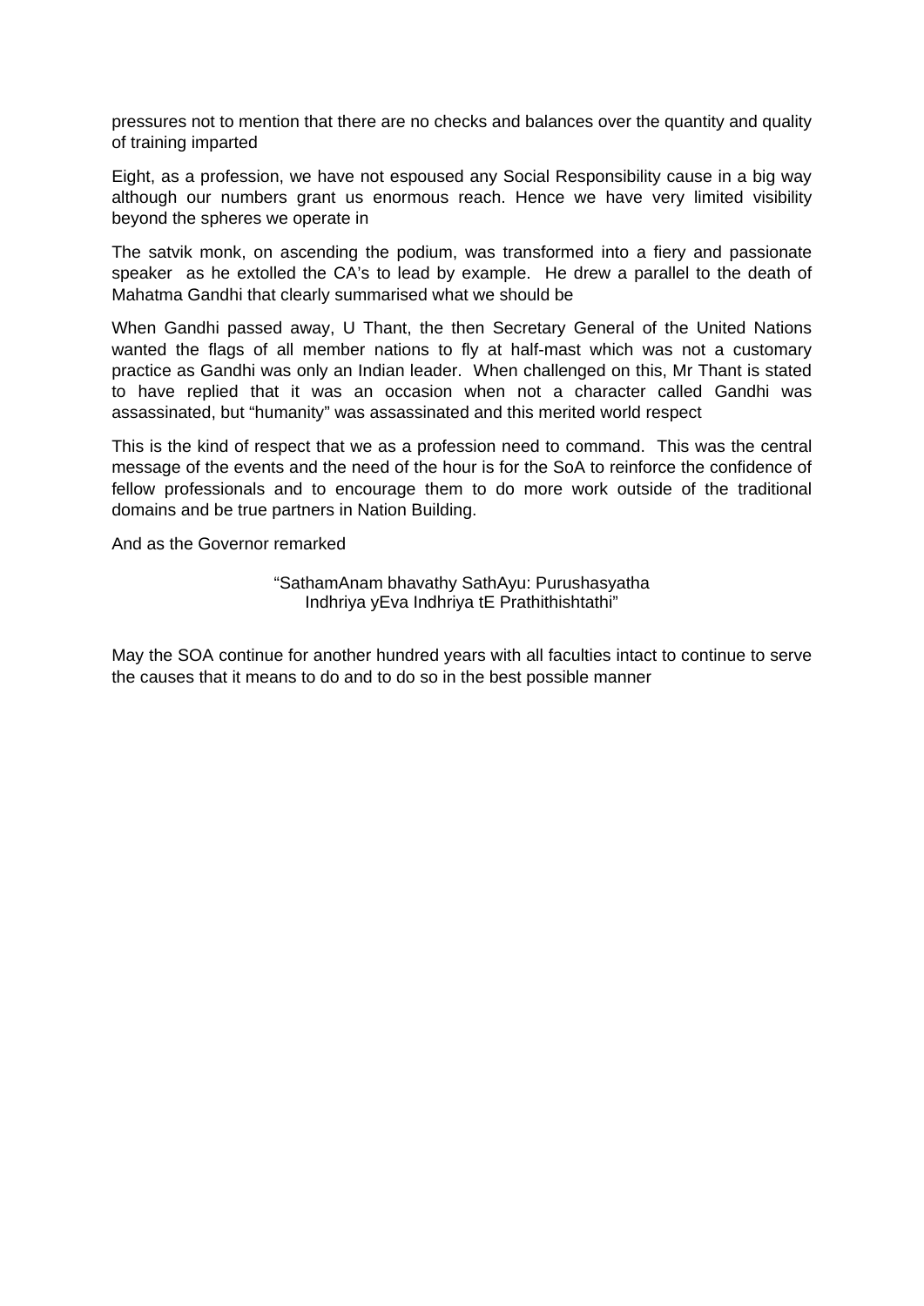pressures not to mention that there are no checks and balances over the quantity and quality of training imparted

Eight, as a profession, we have not espoused any Social Responsibility cause in a big way although our numbers grant us enormous reach. Hence we have very limited visibility beyond the spheres we operate in

The satvik monk, on ascending the podium, was transformed into a fiery and passionate speaker as he extolled the CA's to lead by example. He drew a parallel to the death of Mahatma Gandhi that clearly summarised what we should be

When Gandhi passed away, U Thant, the then Secretary General of the United Nations wanted the flags of all member nations to fly at half-mast which was not a customary practice as Gandhi was only an Indian leader. When challenged on this, Mr Thant is stated to have replied that it was an occasion when not a character called Gandhi was assassinated, but "humanity" was assassinated and this merited world respect

This is the kind of respect that we as a profession need to command. This was the central message of the events and the need of the hour is for the SoA to reinforce the confidence of fellow professionals and to encourage them to do more work outside of the traditional domains and be true partners in Nation Building.

And as the Governor remarked

"SathamAnam bhavathy SathAyu: Purushasyatha
Indhriya yEva Indhriya tE Prathithishtathi"

May the SOA continue for another hundred years with all faculties intact to continue to serve the causes that it means to do and to do so in the best possible manner